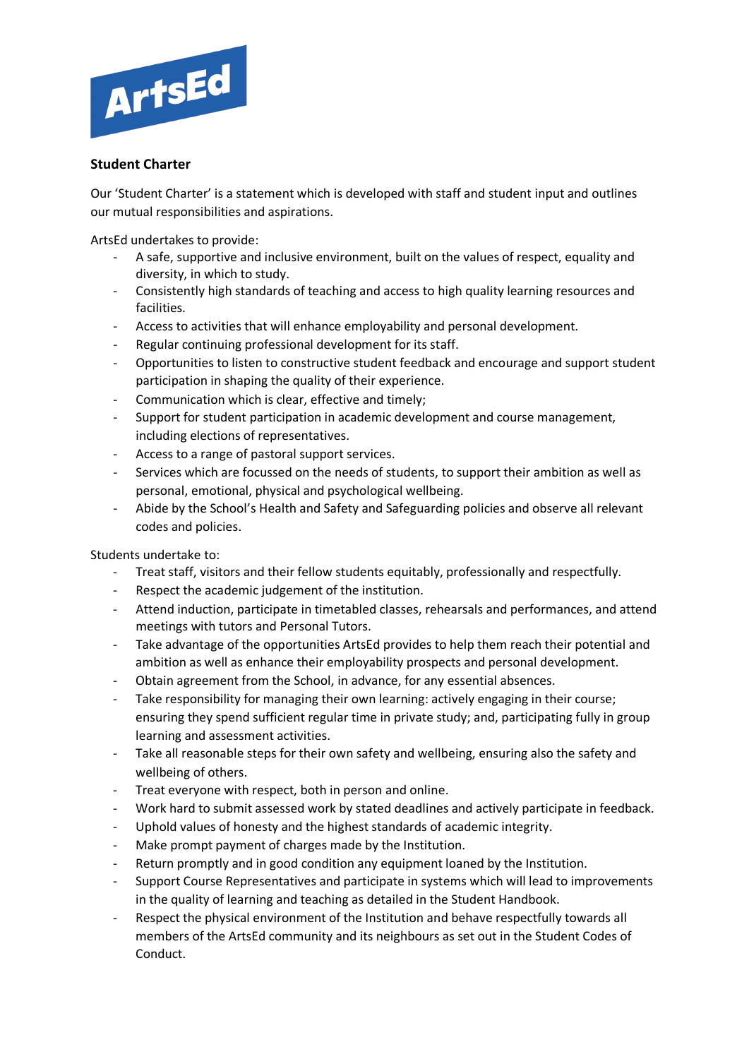ArtsEd

## Student Charter

Our 'Student Charter' is a statement which is developed with staff and student input and outlines our mutual responsibilities and aspirations.

ArtsEd undertakes to provide:

- A safe, supportive and inclusive environment, built on the values of respect, equality and diversity, in which to study.
- Consistently high standards of teaching and access to high quality learning resources and facilities.
- Access to activities that will enhance employability and personal development.
- Regular continuing professional development for its staff.
- Opportunities to listen to constructive student feedback and encourage and support student participation in shaping the quality of their experience.
- Communication which is clear, effective and timely;
- Support for student participation in academic development and course management, including elections of representatives.
- Access to a range of pastoral support services.
- Services which are focussed on the needs of students, to support their ambition as well as personal, emotional, physical and psychological wellbeing.
- Abide by the School's Health and Safety and Safeguarding policies and observe all relevant codes and policies.

Students undertake to:

- Treat staff, visitors and their fellow students equitably, professionally and respectfully.
- Respect the academic judgement of the institution.
- Attend induction, participate in timetabled classes, rehearsals and performances, and attend meetings with tutors and Personal Tutors.
- Take advantage of the opportunities ArtsEd provides to help them reach their potential and ambition as well as enhance their employability prospects and personal development.
- Obtain agreement from the School, in advance, for any essential absences.
- Take responsibility for managing their own learning: actively engaging in their course; ensuring they spend sufficient regular time in private study; and, participating fully in group learning and assessment activities.
- Take all reasonable steps for their own safety and wellbeing, ensuring also the safety and wellbeing of others.
- Treat everyone with respect, both in person and online.
- Work hard to submit assessed work by stated deadlines and actively participate in feedback.
- Uphold values of honesty and the highest standards of academic integrity.
- Make prompt payment of charges made by the Institution.
- Return promptly and in good condition any equipment loaned by the Institution.
- Support Course Representatives and participate in systems which will lead to improvements in the quality of learning and teaching as detailed in the Student Handbook.
- Respect the physical environment of the Institution and behave respectfully towards all members of the ArtsEd community and its neighbours as set out in the Student Codes of Conduct.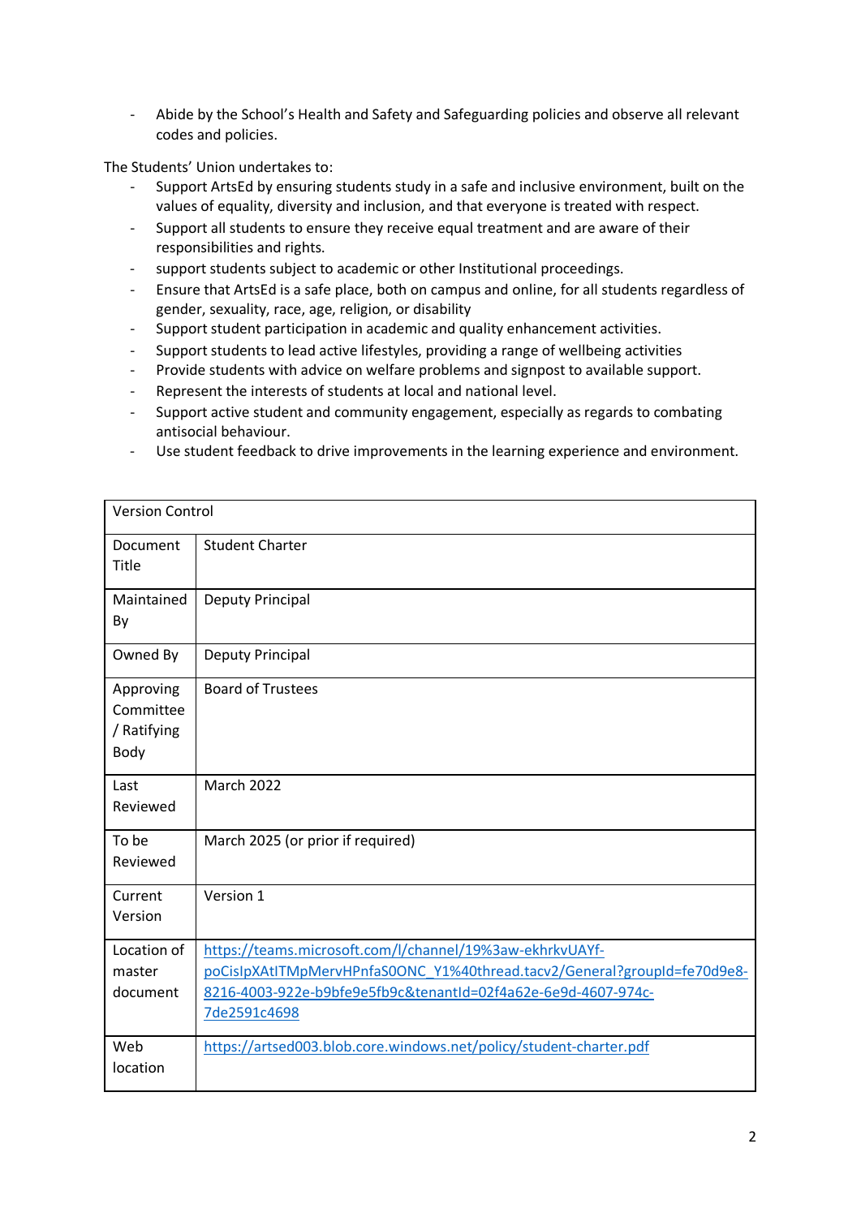- Abide by the School's Health and Safety and Safeguarding policies and observe all relevant codes and policies.

The Students' Union undertakes to:

- Support ArtsEd by ensuring students study in a safe and inclusive environment, built on the values of equality, diversity and inclusion, and that everyone is treated with respect.
- Support all students to ensure they receive equal treatment and are aware of their responsibilities and rights.
- support students subject to academic or other Institutional proceedings.
- Ensure that ArtsEd is a safe place, both on campus and online, for all students regardless of gender, sexuality, race, age, religion, or disability
- Support student participation in academic and quality enhancement activities.
- Support students to lead active lifestyles, providing a range of wellbeing activities
- Provide students with advice on welfare problems and signpost to available support.
- Represent the interests of students at local and national level.
- Support active student and community engagement, especially as regards to combating antisocial behaviour.
- Use student feedback to drive improvements in the learning experience and environment.

| Version Control | |
|---|---|
| Document Title | Student Charter |
| Maintained By | Deputy Principal |
| Owned By | Deputy Principal |
| Approving Committee / Ratifying Body | Board of Trustees |
| Last Reviewed | March 2022 |
| To be Reviewed | March 2025 (or prior if required) |
| Current Version | Version 1 |
| Location of master document | https://teams.microsoft.com/l/channel/19%3aw-ekhrkvUAYf-poCisIpXAtITMpMervHPnfaS0ONC_Y1%40thread.tacv2/General?groupId=fe70d9e8-8216-4003-922e-b9bfe9e5fb9c&tenantId=02f4a62e-6e9d-4607-974c-7de2591c4698 |
| Web location | https://artsed003.blob.core.windows.net/policy/student-charter.pdf |